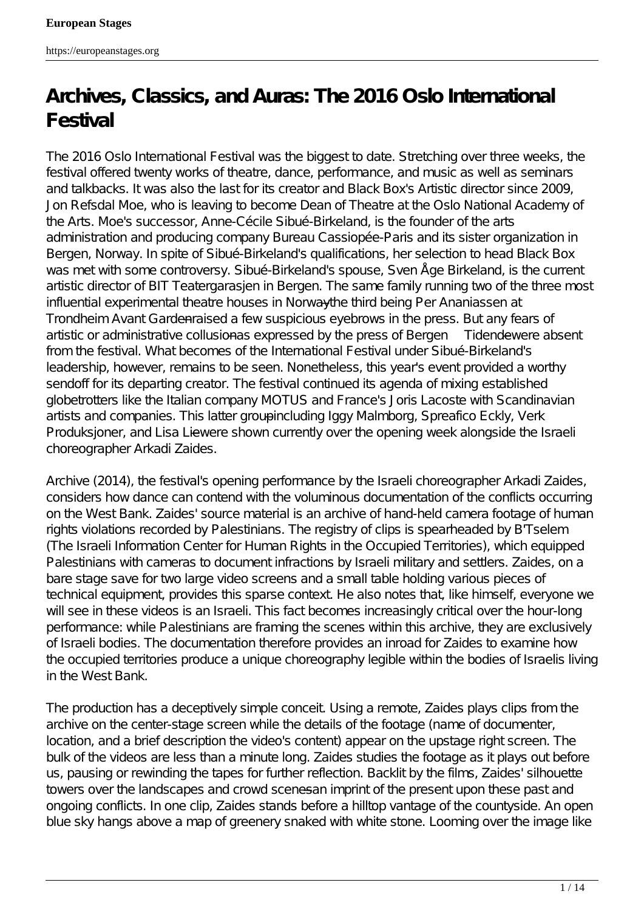# Archives, Classics, and Auras: The 2016 Oslo International Festival

The 2016 Oslo International Festival was the biggest to date. Stretching over three weeks, the festival offered twenty works of theatre, dance, performance, and music as well as seminars and talkbacks. It was also the last for its creator and Black Box's Artistic director since 2009, Jon Refsdal Moe, who is leaving to become Dean of Theatre at the Oslo National Academy of the Arts. Moe's successor, Anne-Cécile Sibué-Birkeland, is the founder of the arts administration and producing company Bureau Cassiopée-Paris and its sister organization in Bergen, Norway. In spite of Sibué-Birkeland's qualifications, her selection to head Black Box was met with some controversy. Sibué-Birkeland's spouse, Sven Åge Birkeland, is the current artistic director of BIT Teatergarasjen in Bergen. The same family running two of the three most influential experimental theatre houses in Norway—the third being Per Ananiassen at Trondheim Avant Garden—raised a few suspicious eyebrows in the press. But any fears of artistic or administrative collusion—as expressed by the press of Bergen *Tidende*—were absent from the festival. What becomes of the International Festival under Sibué-Birkeland's leadership, however, remains to be seen. Nonetheless, this year's event provided a worthy sendoff for its departing creator. The festival continued its agenda of mixing established globetrotters like the Italian company MOTUS and France's Joris Lacoste with Scandinavian artists and companies. This latter group—including Iggy Malmborg, Spreafico Eckly, Verk Produksjoner, and Lisa Lie—were shown currently over the opening week alongside the Israeli choreographer Arkadi Zaides.

*Archive* (2014), the festival's opening performance by the Israeli choreographer Arkadi Zaides, considers how dance can contend with the voluminous documentation of the conflicts occurring on the West Bank. Zaides' source material is an archive of hand-held camera footage of human rights violations recorded by Palestinians. The registry of clips is spearheaded by B'Tselem (The Israeli Information Center for Human Rights in the Occupied Territories), which equipped Palestinians with cameras to document infractions by Israeli military and settlers. Zaides, on a bare stage save for two large video screens and a small table holding various pieces of technical equipment, provides this sparse context. He also notes that, like himself, everyone we will see in these videos is an Israeli. This fact becomes increasingly critical over the hour-long performance: while Palestinians are framing the scenes within this archive, they are exclusively of Israeli bodies. The documentation therefore provides an inroad for Zaides to examine how the occupied territories produce a unique choreography legible within the bodies of Israelis living in the West Bank.

The production has a deceptively simple conceit. Using a remote, Zaides plays clips from the archive on the center-stage screen while the details of the footage (name of documenter, location, and a brief description the video's content) appear on the upstage right screen. The bulk of the videos are less than a minute long. Zaides studies the footage as it plays out before us, pausing or rewinding the tapes for further reflection. Backlit by the films, Zaides' silhouette towers over the landscapes and crowd scenes—an imprint of the present upon these past and ongoing conflicts. In one clip, Zaides stands before a hilltop vantage of the countyside. An open blue sky hangs above a map of greenery snaked with white stone. Looming over the image like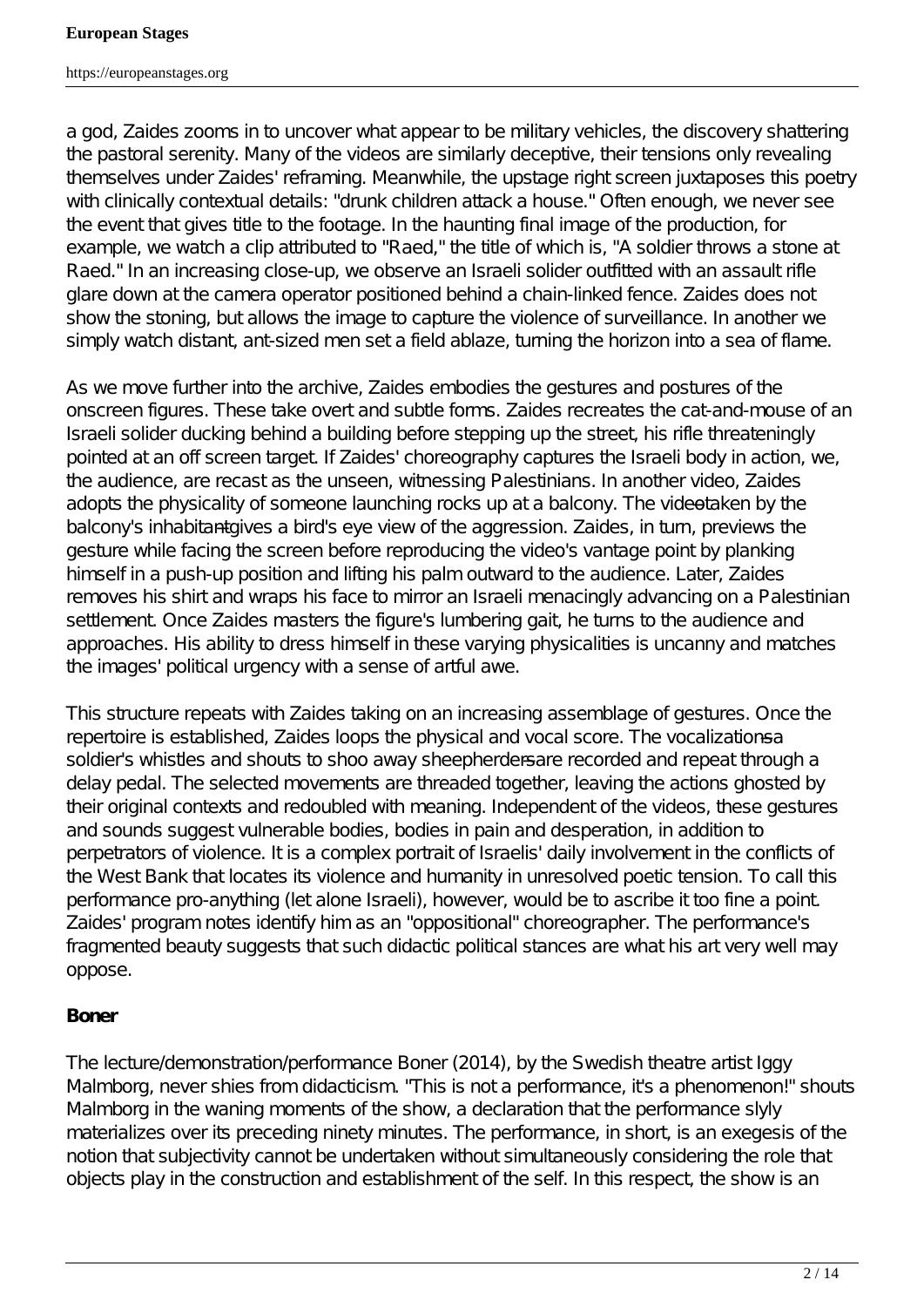a god, Zaides zooms in to uncover what appear to be military vehicles, the discovery shattering the pastoral serenity. Many of the videos are similarly deceptive, their tensions only revealing themselves under Zaides' reframing. Meanwhile, the upstage right screen juxtaposes this poetry with clinically contextual details: "drunk children attack a house." Often enough, we never see the event that gives title to the footage. In the haunting final image of the production, for example, we watch a clip attributed to "Raed," the title of which is, "A soldier throws a stone at Raed." In an increasing close-up, we observe an Israeli solider outfitted with an assault rifle glare down at the camera operator positioned behind a chain-linked fence. Zaides does not show the stoning, but allows the image to capture the violence of surveillance. In another we simply watch distant, ant-sized men set a field ablaze, turning the horizon into a sea of flame.

As we move further into the archive, Zaides embodies the gestures and postures of the onscreen figures. These take overt and subtle forms. Zaides recreates the cat-and-mouse of an Israeli solider ducking behind a building before stepping up the street, his rifle threateningly pointed at an off screen target. If Zaides' choreography captures the Israeli body in action, we, the audience, are recast as the unseen, witnessing Palestinians. In another video, Zaides adopts the physicality of someone launching rocks up at a balcony. The video—taken by the balcony's inhabitant—gives a bird's eye view of the aggression. Zaides, in turn, previews the gesture while facing the screen before reproducing the video's vantage point by planking himself in a push-up position and lifting his palm outward to the audience. Later, Zaides removes his shirt and wraps his face to mirror an Israeli menacingly advancing on a Palestinian settlement. Once Zaides masters the figure's lumbering gait, he turns to the audience and approaches. His ability to dress himself in these varying physicalities is uncanny and matches the images' political urgency with a sense of artful awe.

This structure repeats with Zaides taking on an increasing assemblage of gestures. Once the repertoire is established, Zaides loops the physical and vocal score. The vocalizations—a soldier's whistles and shouts to shoo away sheepherders—are recorded and repeat through a delay pedal. The selected movements are threaded together, leaving the actions ghosted by their original contexts and redoubled with meaning. Independent of the videos, these gestures and sounds suggest vulnerable bodies, bodies in pain and desperation, in addition to perpetrators of violence. It is a complex portrait of Israelis' daily involvement in the conflicts of the West Bank that locates its violence and humanity in unresolved poetic tension. To call this performance pro-anything (let alone Israeli), however, would be to ascribe it too fine a point. Zaides' program notes identify him as an "oppositional" choreographer. The performance's fragmented beauty suggests that such didactic political stances are what his art very well may oppose.

**Boner**

The lecture/demonstration/performance Boner (2014), by the Swedish theatre artist Iggy Malmborg, never shies from didacticism. "This is not a performance, it's a phenomenon!" shouts Malmborg in the waning moments of the show, a declaration that the performance slyly materializes over its preceding ninety minutes. The performance, in short, is an exegesis of the notion that subjectivity cannot be undertaken without simultaneously considering the role that objects play in the construction and establishment of the self. In this respect, the show is an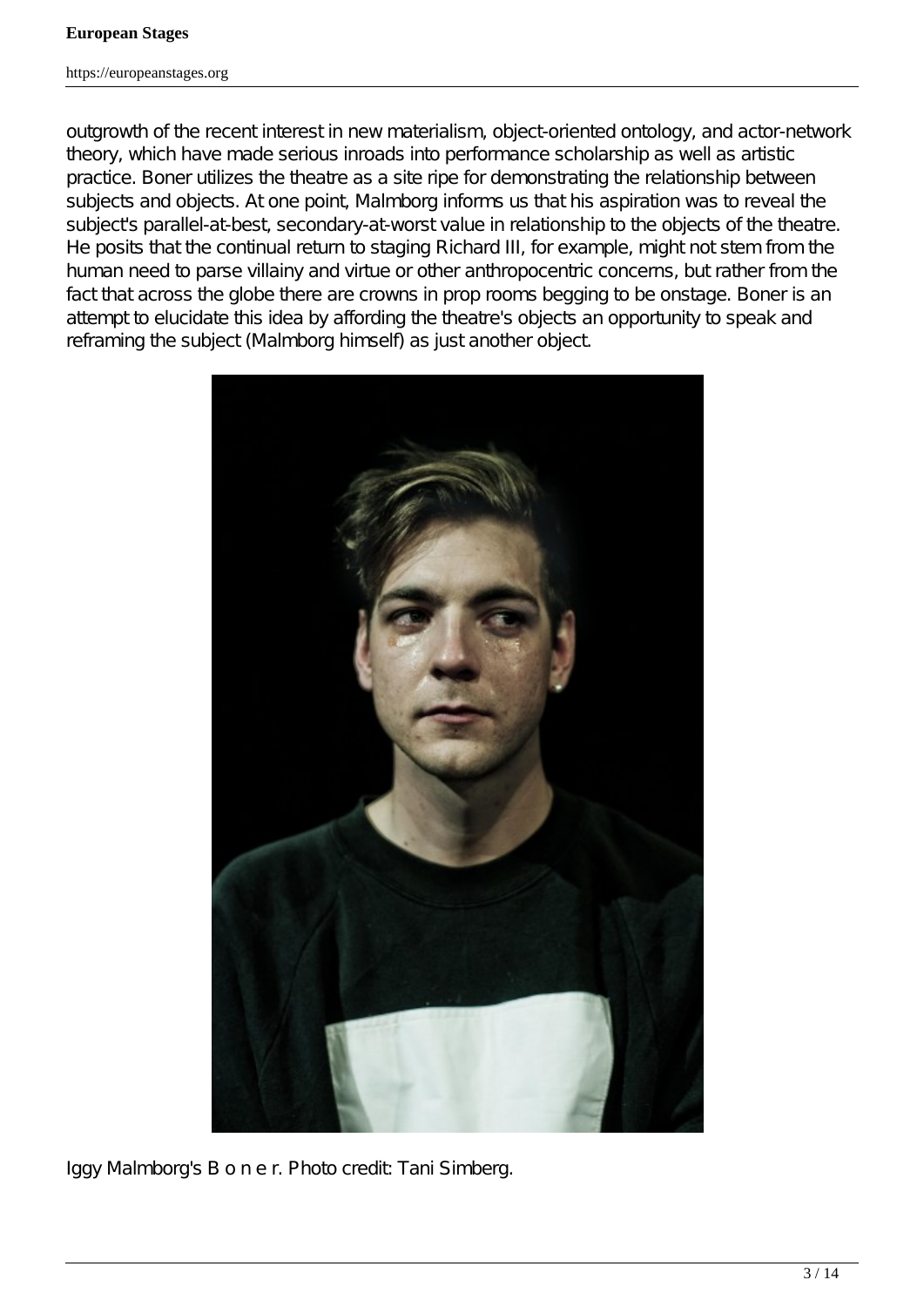outgrowth of the recent interest in new materialism, object-oriented ontology, and actor-network theory, which have made serious inroads into performance scholarship as well as artistic practice. Boner utilizes the theatre as a site ripe for demonstrating the relationship between subjects and objects. At one point, Malmborg informs us that his aspiration was to reveal the subject's parallel-at-best, secondary-at-worst value in relationship to the objects of the theatre. He posits that the continual return to staging Richard III, for example, might not stem from the human need to parse villainy and virtue or other anthropocentric concerns, but rather from the fact that across the globe there are crowns in prop rooms begging to be onstage. Boner is an attempt to elucidate this idea by affording the theatre's objects an opportunity to speak and reframing the subject (Malmborg himself) as just another object.

Iggy Malmborg's B o n e r. Photo credit: Tani Simberg.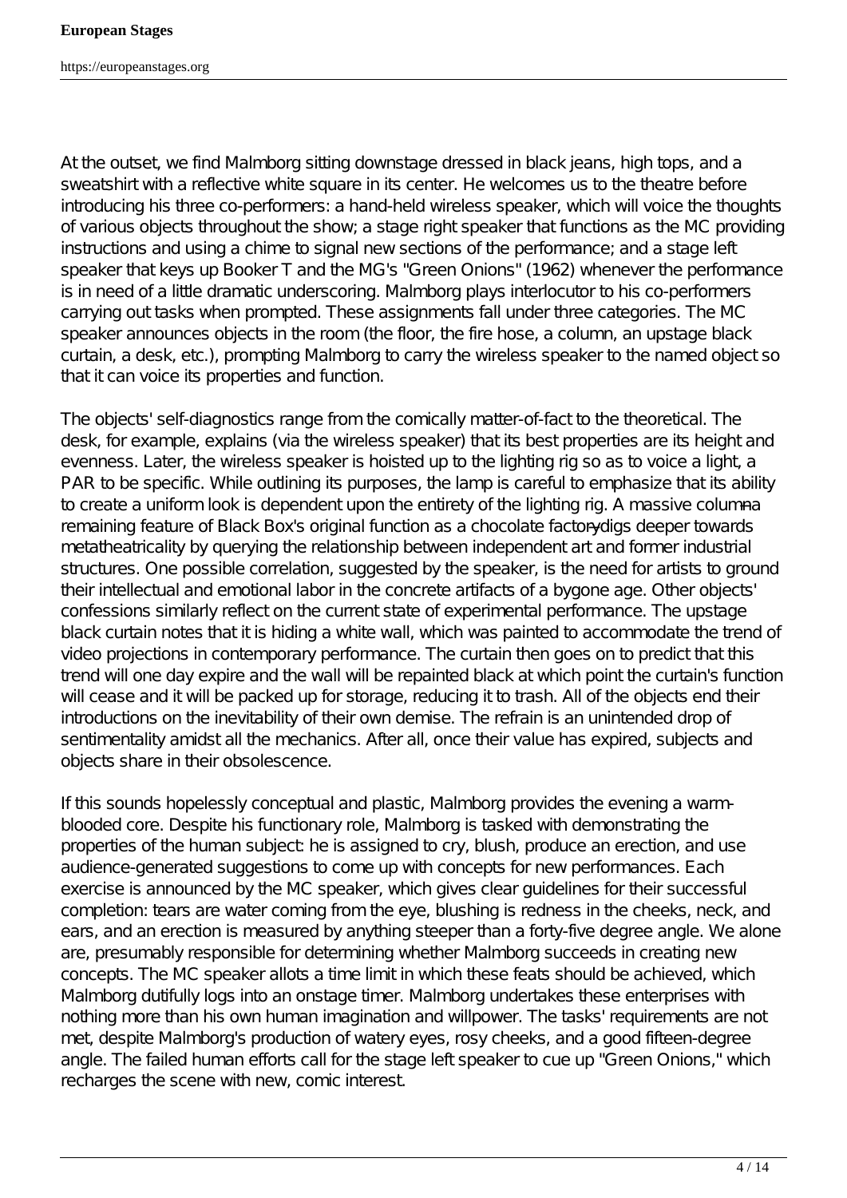At the outset, we find Malmborg sitting downstage dressed in black jeans, high tops, and a sweatshirt with a reflective white square in its center. He welcomes us to the theatre before introducing his three co-performers: a hand-held wireless speaker, which will voice the thoughts of various objects throughout the show; a stage right speaker that functions as the MC providing instructions and using a chime to signal new sections of the performance; and a stage left speaker that keys up Booker T and the MG's "Green Onions" (1962) whenever the performance is in need of a little dramatic underscoring. Malmborg plays interlocutor to his co-performers carrying out tasks when prompted. These assignments fall under three categories. The MC speaker announces objects in the room (the floor, the fire hose, a column, an upstage black curtain, a desk, etc.), prompting Malmborg to carry the wireless speaker to the named object so that it can voice its properties and function.

The objects' self-diagnostics range from the comically matter-of-fact to the theoretical. The desk, for example, explains (via the wireless speaker) that its best properties are its height and evenness. Later, the wireless speaker is hoisted up to the lighting rig so as to voice a light, a PAR to be specific. While outlining its purposes, the lamp is careful to emphasize that its ability to create a uniform look is dependent upon the entirety of the lighting rig. A massive column—a remaining feature of Black Box's original function as a chocolate factory—digs deeper towards metatheatricality by querying the relationship between independent art and former industrial structures. One possible correlation, suggested by the speaker, is the need for artists to ground their intellectual and emotional labor in the concrete artifacts of a bygone age. Other objects' confessions similarly reflect on the current state of experimental performance. The upstage black curtain notes that it is hiding a white wall, which was painted to accommodate the trend of video projections in contemporary performance. The curtain then goes on to predict that this trend will one day expire and the wall will be repainted black at which point the curtain's function will cease and it will be packed up for storage, reducing it to trash. All of the objects end their introductions on the inevitability of their own demise. The refrain is an unintended drop of sentimentality amidst all the mechanics. After all, once their value has expired, subjects and objects share in their obsolescence.

If this sounds hopelessly conceptual and plastic, Malmborg provides the evening a warm-blooded core. Despite his functionary role, Malmborg is tasked with demonstrating the properties of the human subject: he is assigned to cry, blush, produce an erection, and use audience-generated suggestions to come up with concepts for new performances. Each exercise is announced by the MC speaker, which gives clear guidelines for their successful completion: tears are water coming from the eye, blushing is redness in the cheeks, neck, and ears, and an erection is measured by anything steeper than a forty-five degree angle. We alone are, presumably responsible for determining whether Malmborg succeeds in creating new concepts. The MC speaker allots a time limit in which these feats should be achieved, which Malmborg dutifully logs into an onstage timer. Malmborg undertakes these enterprises with nothing more than his own human imagination and willpower. The tasks' requirements are not met, despite Malmborg's production of watery eyes, rosy cheeks, and a good fifteen-degree angle. The failed human efforts call for the stage left speaker to cue up "Green Onions," which recharges the scene with new, comic interest.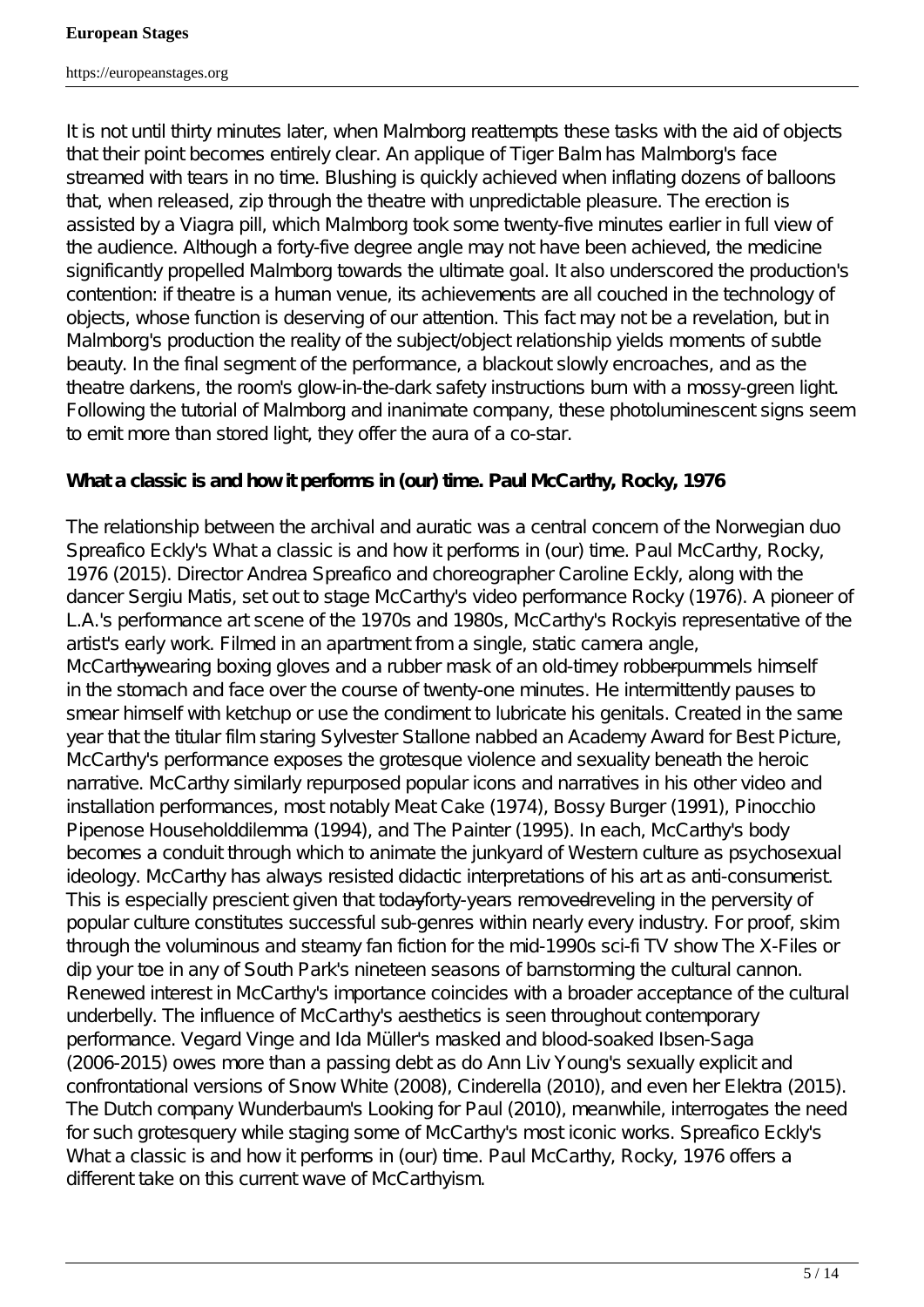It is not until thirty minutes later, when Malmborg reattempts these tasks with the aid of objects that their point becomes entirely clear. An applique of Tiger Balm has Malmborg's face streamed with tears in no time. Blushing is quickly achieved when inflating dozens of balloons that, when released, zip through the theatre with unpredictable pleasure. The erection is assisted by a Viagra pill, which Malmborg took some twenty-five minutes earlier in full view of the audience. Although a forty-five degree angle may not have been achieved, the medicine significantly propelled Malmborg towards the ultimate goal. It also underscored the production's contention: if theatre is a human venue, its achievements are all couched in the technology of objects, whose function is deserving of our attention. This fact may not be a revelation, but in Malmborg's production the reality of the subject/object relationship yields moments of subtle beauty. In the final segment of the performance, a blackout slowly encroaches, and as the theatre darkens, the room's glow-in-the-dark safety instructions burn with a mossy-green light. Following the tutorial of Malmborg and inanimate company, these photoluminescent signs seem to emit more than stored light, they offer the aura of a co-star.

**What a classic is and how it performs in (our) time. Paul McCarthy, Rocky, 1976**

The relationship between the archival and auratic was a central concern of the Norwegian duo Spreafico Eckly's What a classic is and how it performs in (our) time. Paul McCarthy, Rocky, 1976 (2015). Director Andrea Spreafico and choreographer Caroline Eckly, along with the dancer Sergiu Matis, set out to stage McCarthy's video performance Rocky (1976). A pioneer of L.A.'s performance art scene of the 1970s and 1980s, McCarthy's Rockyis representative of the artist's early work. Filmed in an apartment from a single, static camera angle, McCarthy—wearing boxing gloves and a rubber mask of an old-timey robber—pummels himself in the stomach and face over the course of twenty-one minutes. He intermittently pauses to smear himself with ketchup or use the condiment to lubricate his genitals. Created in the same year that the titular film staring Sylvester Stallone nabbed an Academy Award for Best Picture, McCarthy's performance exposes the grotesque violence and sexuality beneath the heroic narrative. McCarthy similarly repurposed popular icons and narratives in his other video and installation performances, most notably Meat Cake (1974), Bossy Burger (1991), Pinocchio Pipenose Householddilemma (1994), and The Painter (1995). In each, McCarthy's body becomes a conduit through which to animate the junkyard of Western culture as psychosexual ideology. McCarthy has always resisted didactic interpretations of his art as anti-consumerist. This is especially prescient given that today—forty-years removed—reveling in the perversity of popular culture constitutes successful sub-genres within nearly every industry. For proof, skim through the voluminous and steamy fan fiction for the mid-1990s sci-fi TV show The X-Files or dip your toe in any of South Park's nineteen seasons of barnstorming the cultural cannon. Renewed interest in McCarthy's importance coincides with a broader acceptance of the cultural underbelly. The influence of McCarthy's aesthetics is seen throughout contemporary performance. Vegard Vinge and Ida Müller's masked and blood-soaked Ibsen-Saga (2006-2015) owes more than a passing debt as do Ann Liv Young's sexually explicit and confrontational versions of Snow White (2008), Cinderella (2010), and even her Elektra (2015). The Dutch company Wunderbaum's Looking for Paul (2010), meanwhile, interrogates the need for such grotesquery while staging some of McCarthy's most iconic works. Spreafico Eckly's What a classic is and how it performs in (our) time. Paul McCarthy, Rocky, 1976 offers a different take on this current wave of McCarthyism.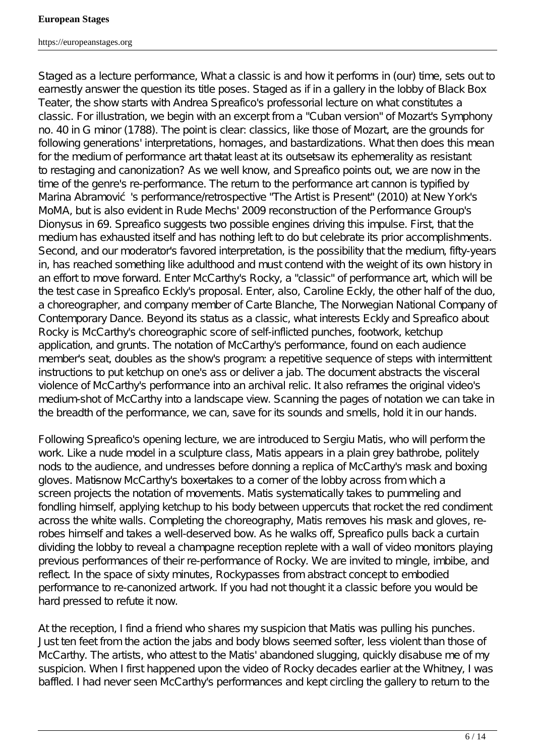Staged as a lecture performance, What a classic is and how it performs in (our) time, sets out to earnestly answer the question its title poses. Staged as if in a gallery in the lobby of Black Box Teater, the show starts with Andrea Spreafico's professorial lecture on what constitutes a classic. For illustration, we begin with an excerpt from a "Cuban version" of Mozart's Symphony no. 40 in G minor (1788). The point is clear: classics, like those of Mozart, are the grounds for following generations' interpretations, homages, and bastardizations. What then does this mean for the medium of performance art that—at least at its outset—saw its ephemerality as resistant to restaging and canonization? As we well know, and Spreafico points out, we are now in the time of the genre's re-performance. The return to the performance art cannon is typified by Marina Abramović's performance/retrospective "The Artist is Present" (2010) at New York's MoMA, but is also evident in Rude Mechs' 2009 reconstruction of the Performance Group's Dionysus in 69. Spreafico suggests two possible engines driving this impulse. First, that the medium has exhausted itself and has nothing left to do but celebrate its prior accomplishments. Second, and our moderator's favored interpretation, is the possibility that the medium, fifty-years in, has reached something like adulthood and must contend with the weight of its own history in an effort to move forward. Enter McCarthy's Rocky, a "classic" of performance art, which will be the test case in Spreafico Eckly's proposal. Enter, also, Caroline Eckly, the other half of the duo, a choreographer, and company member of Carte Blanche, The Norwegian National Company of Contemporary Dance. Beyond its status as a classic, what interests Eckly and Spreafico about Rocky is McCarthy's choreographic score of self-inflicted punches, footwork, ketchup application, and grunts. The notation of McCarthy's performance, found on each audience member's seat, doubles as the show's program: a repetitive sequence of steps with intermittent instructions to put ketchup on one's ass or deliver a jab. The document abstracts the visceral violence of McCarthy's performance into an archival relic. It also reframes the original video's medium-shot of McCarthy into a landscape view. Scanning the pages of notation we can take in the breadth of the performance, we can, save for its sounds and smells, hold it in our hands.

Following Spreafico's opening lecture, we are introduced to Sergiu Matis, who will perform the work. Like a nude model in a sculpture class, Matis appears in a plain grey bathrobe, politely nods to the audience, and undresses before donning a replica of McCarthy's mask and boxing gloves. Matis—now McCarthy's boxer—takes to a corner of the lobby across from which a screen projects the notation of movements. Matis systematically takes to pummeling and fondling himself, applying ketchup to his body between uppercuts that rocket the red condiment across the white walls. Completing the choreography, Matis removes his mask and gloves, re-robes himself and takes a well-deserved bow. As he walks off, Spreafico pulls back a curtain dividing the lobby to reveal a champagne reception replete with a wall of video monitors playing previous performances of their re-performance of Rocky. We are invited to mingle, imbibe, and reflect. In the space of sixty minutes, Rocky passes from abstract concept to embodied performance to re-canonized artwork. If you had not thought it a classic before you would be hard pressed to refute it now.

At the reception, I find a friend who shares my suspicion that Matis was pulling his punches. Just ten feet from the action the jabs and body blows seemed softer, less violent than those of McCarthy. The artists, who attest to the Matis' abandoned slugging, quickly disabuse me of my suspicion. When I first happened upon the video of Rocky decades earlier at the Whitney, I was baffled. I had never seen McCarthy's performances and kept circling the gallery to return to the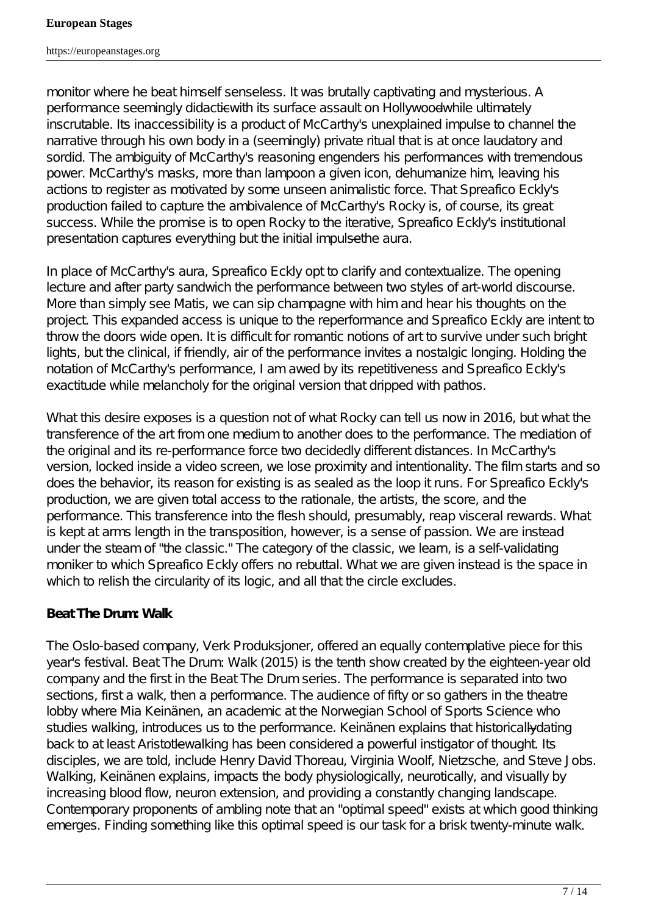monitor where he beat himself senseless. It was brutally captivating and mysterious. A performance seemingly didactic—with its surface assault on Hollywood—while ultimately inscrutable. Its inaccessibility is a product of McCarthy's unexplained impulse to channel the narrative through his own body in a (seemingly) private ritual that is at once laudatory and sordid. The ambiguity of McCarthy's reasoning engenders his performances with tremendous power. McCarthy's masks, more than lampoon a given icon, dehumanize him, leaving his actions to register as motivated by some unseen animalistic force. That Spreafico Eckly's production failed to capture the ambivalence of McCarthy's Rocky is, of course, its great success. While the promise is to open Rocky to the iterative, Spreafico Eckly's institutional presentation captures everything but the initial impulse—the aura.

In place of McCarthy's aura, Spreafico Eckly opt to clarify and contextualize. The opening lecture and after party sandwich the performance between two styles of art-world discourse. More than simply see Matis, we can sip champagne with him and hear his thoughts on the project. This expanded access is unique to the reperformance and Spreafico Eckly are intent to throw the doors wide open. It is difficult for romantic notions of art to survive under such bright lights, but the clinical, if friendly, air of the performance invites a nostalgic longing. Holding the notation of McCarthy's performance, I am awed by its repetitiveness and Spreafico Eckly's exactitude while melancholy for the original version that dripped with pathos.

What this desire exposes is a question not of what Rocky can tell us now in 2016, but what the transference of the art from one medium to another does to the performance. The mediation of the original and its re-performance force two decidedly different distances. In McCarthy's version, locked inside a video screen, we lose proximity and intentionality. The film starts and so does the behavior, its reason for existing is as sealed as the loop it runs. For Spreafico Eckly's production, we are given total access to the rationale, the artists, the score, and the performance. This transference into the flesh should, presumably, reap visceral rewards. What is kept at arms length in the transposition, however, is a sense of passion. We are instead under the steam of "the classic." The category of the classic, we learn, is a self-validating moniker to which Spreafico Eckly offers no rebuttal. What we are given instead is the space in which to relish the circularity of its logic, and all that the circle excludes.

**Beat The Drum: Walk**

The Oslo-based company, Verk Produksjoner, offered an equally contemplative piece for this year's festival. Beat The Drum: Walk (2015) is the tenth show created by the eighteen-year old company and the first in the Beat The Drum series. The performance is separated into two sections, first a walk, then a performance. The audience of fifty or so gathers in the theatre lobby where Mia Keinänen, an academic at the Norwegian School of Sports Science who studies walking, introduces us to the performance. Keinänen explains that historically—dating back to at least Aristotle—walking has been considered a powerful instigator of thought. Its disciples, we are told, include Henry David Thoreau, Virginia Woolf, Nietzsche, and Steve Jobs. Walking, Keinänen explains, impacts the body physiologically, neurotically, and visually by increasing blood flow, neuron extension, and providing a constantly changing landscape. Contemporary proponents of ambling note that an "optimal speed" exists at which good thinking emerges. Finding something like this optimal speed is our task for a brisk twenty-minute walk.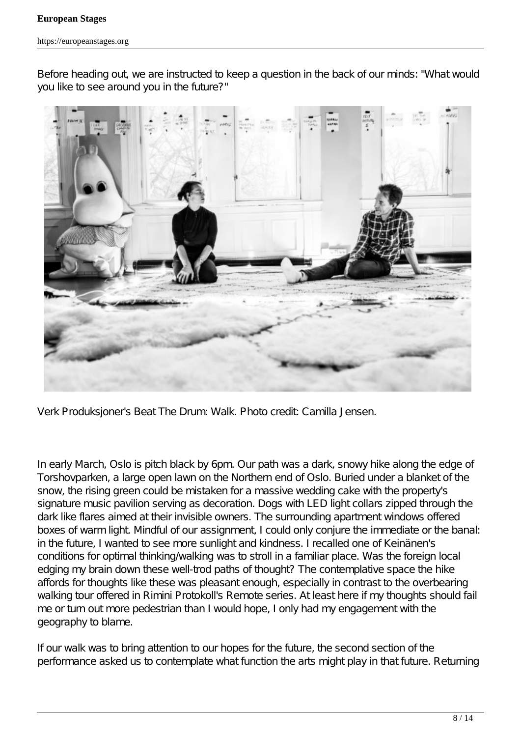Before heading out, we are instructed to keep a question in the back of our minds: "What would you like to see around you in the future?"

Verk Produksjoner's Beat The Drum: Walk. Photo credit: Camilla Jensen.

In early March, Oslo is pitch black by 6pm. Our path was a dark, snowy hike along the edge of Torshovparken, a large open lawn on the Northern end of Oslo. Buried under a blanket of the snow, the rising green could be mistaken for a massive wedding cake with the property's signature music pavilion serving as decoration. Dogs with LED light collars zipped through the dark like flares aimed at their invisible owners. The surrounding apartment windows offered boxes of warm light. Mindful of our assignment, I could only conjure the immediate or the banal: in the future, I wanted to see more sunlight and kindness. I recalled one of Keinänen's conditions for optimal thinking/walking was to stroll in a familiar place. Was the foreign local edging my brain down these well-trod paths of thought? The contemplative space the hike affords for thoughts like these was pleasant enough, especially in contrast to the overbearing walking tour offered in Rimini Protokoll's Remote series. At least here if my thoughts should fail me or turn out more pedestrian than I would hope, I only had my engagement with the geography to blame.

If our walk was to bring attention to our hopes for the future, the second section of the performance asked us to contemplate what function the arts might play in that future. Returning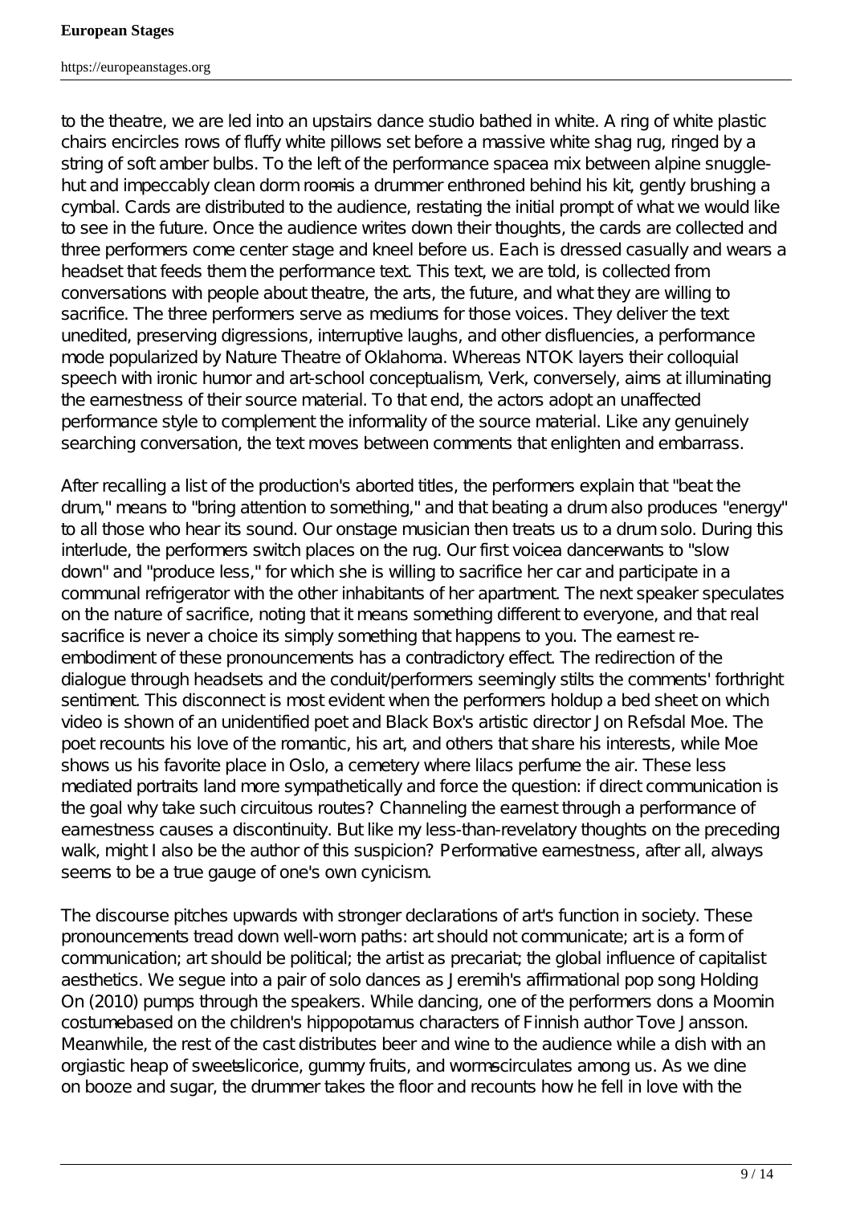to the theatre, we are led into an upstairs dance studio bathed in white. A ring of white plastic chairs encircles rows of fluffy white pillows set before a massive white shag rug, ringed by a string of soft amber bulbs. To the left of the performance space—a mix between alpine snuggle-hut and impeccably clean dorm room—is a drummer enthroned behind his kit, gently brushing a cymbal. Cards are distributed to the audience, restating the initial prompt of what we would like to see in the future. Once the audience writes down their thoughts, the cards are collected and three performers come center stage and kneel before us. Each is dressed casually and wears a headset that feeds them the performance text. This text, we are told, is collected from conversations with people about theatre, the arts, the future, and what they are willing to sacrifice. The three performers serve as mediums for those voices. They deliver the text unedited, preserving digressions, interruptive laughs, and other disfluencies, a performance mode popularized by Nature Theatre of Oklahoma. Whereas NTOK layers their colloquial speech with ironic humor and art-school conceptualism, Verk, conversely, aims at illuminating the earnestness of their source material. To that end, the actors adopt an unaffected performance style to complement the informality of the source material. Like any genuinely searching conversation, the text moves between comments that enlighten and embarrass.

After recalling a list of the production's aborted titles, the performers explain that "beat the drum," means to "bring attention to something," and that beating a drum also produces "energy" to all those who hear its sound. Our onstage musician then treats us to a drum solo. During this interlude, the performers switch places on the rug. Our first voice—a dancer—wants to "slow down" and "produce less," for which she is willing to sacrifice her car and participate in a communal refrigerator with the other inhabitants of her apartment. The next speaker speculates on the nature of sacrifice, noting that it means something different to everyone, and that real sacrifice is never a choice its simply something that happens to you. The earnest re-embodiment of these pronouncements has a contradictory effect. The redirection of the dialogue through headsets and the conduit/performers seemingly stilts the comments' forthright sentiment. This disconnect is most evident when the performers holdup a bed sheet on which video is shown of an unidentified poet and Black Box's artistic director Jon Refsdal Moe. The poet recounts his love of the romantic, his art, and others that share his interests, while Moe shows us his favorite place in Oslo, a cemetery where lilacs perfume the air. These less mediated portraits land more sympathetically and force the question: if direct communication is the goal why take such circuitous routes? Channeling the earnest through a performance of earnestness causes a discontinuity. But like my less-than-revelatory thoughts on the preceding walk, might I also be the author of this suspicion? Performative earnestness, after all, always seems to be a true gauge of one's own cynicism.

The discourse pitches upwards with stronger declarations of art's function in society. These pronouncements tread down well-worn paths: art should not communicate; art is a form of communication; art should be political; the artist as precariat; the global influence of capitalist aesthetics. We segue into a pair of solo dances as Jeremih's affirmational pop song Holding On (2010) pumps through the speakers. While dancing, one of the performers dons a Moomin costume—based on the children's hippopotamus characters of Finnish author Tove Jansson. Meanwhile, the rest of the cast distributes beer and wine to the audience while a dish with an orgiastic heap of sweets—licorice, gummy fruits, and worms—circulates among us. As we dine on booze and sugar, the drummer takes the floor and recounts how he fell in love with the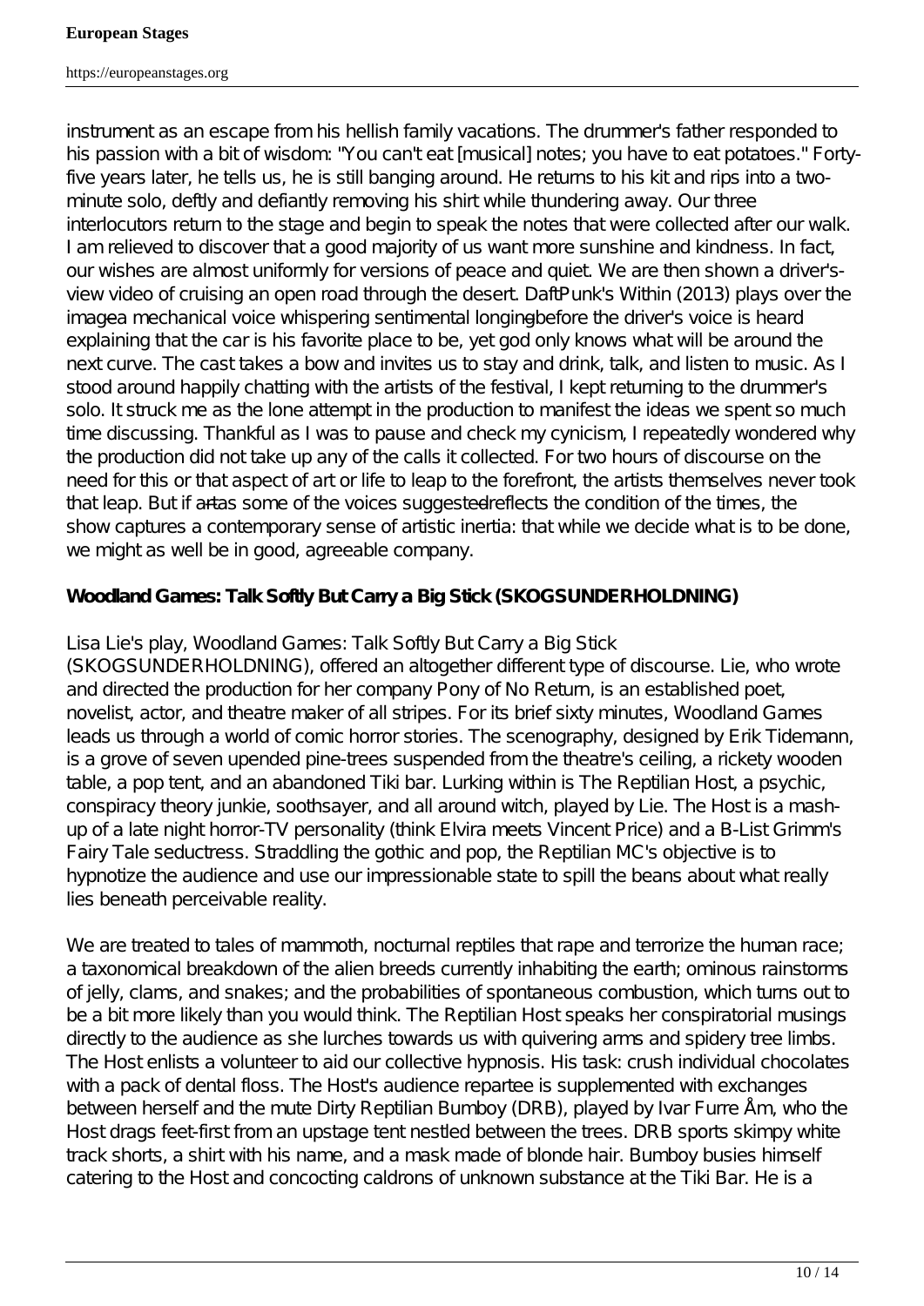instrument as an escape from his hellish family vacations. The drummer's father responded to his passion with a bit of wisdom: "You can't eat [musical] notes; you have to eat potatoes." Forty-five years later, he tells us, he is still banging around. He returns to his kit and rips into a two-minute solo, deftly and defiantly removing his shirt while thundering away. Our three interlocutors return to the stage and begin to speak the notes that were collected after our walk. I am relieved to discover that a good majority of us want more sunshine and kindness. In fact, our wishes are almost uniformly for versions of peace and quiet. We are then shown a driver's-view video of cruising an open road through the desert. DaftPunk's Within (2013) plays over the image—a mechanical voice whispering sentimental longing—before the driver's voice is heard explaining that the car is his favorite place to be, yet god only knows what will be around the next curve. The cast takes a bow and invites us to stay and drink, talk, and listen to music. As I stood around happily chatting with the artists of the festival, I kept returning to the drummer's solo. It struck me as the lone attempt in the production to manifest the ideas we spent so much time discussing. Thankful as I was to pause and check my cynicism, I repeatedly wondered why the production did not take up any of the calls it collected. For two hours of discourse on the need for this or that aspect of art or life to leap to the forefront, the artists themselves never took that leap. But if art—as some of the voices suggested—reflects the condition of the times, the show captures a contemporary sense of artistic inertia: that while we decide what is to be done, we might as well be in good, agreeable company.

**Woodland Games: Talk Softly But Carry a Big Stick (SKOGSUNDERHOLDNING)**

Lisa Lie's play, Woodland Games: Talk Softly But Carry a Big Stick (SKOGSUNDERHOLDNING), offered an altogether different type of discourse. Lie, who wrote and directed the production for her company Pony of No Return, is an established poet, novelist, actor, and theatre maker of all stripes. For its brief sixty minutes, Woodland Games leads us through a world of comic horror stories. The scenography, designed by Erik Tidemann, is a grove of seven upended pine-trees suspended from the theatre's ceiling, a rickety wooden table, a pop tent, and an abandoned Tiki bar. Lurking within is The Reptilian Host, a psychic, conspiracy theory junkie, soothsayer, and all around witch, played by Lie. The Host is a mash-up of a late night horror-TV personality (think Elvira meets Vincent Price) and a B-List Grimm's Fairy Tale seductress. Straddling the gothic and pop, the Reptilian MC's objective is to hypnotize the audience and use our impressionable state to spill the beans about what really lies beneath perceivable reality.

We are treated to tales of mammoth, nocturnal reptiles that rape and terrorize the human race; a taxonomical breakdown of the alien breeds currently inhabiting the earth; ominous rainstorms of jelly, clams, and snakes; and the probabilities of spontaneous combustion, which turns out to be a bit more likely than you would think. The Reptilian Host speaks her conspiratorial musings directly to the audience as she lurches towards us with quivering arms and spidery tree limbs. The Host enlists a volunteer to aid our collective hypnosis. His task: crush individual chocolates with a pack of dental floss. The Host's audience repartee is supplemented with exchanges between herself and the mute Dirty Reptilian Bumboy (DRB), played by Ivar Furre Åm, who the Host drags feet-first from an upstage tent nestled between the trees. DRB sports skimpy white track shorts, a shirt with his name, and a mask made of blonde hair. Bumboy busies himself catering to the Host and concocting caldrons of unknown substance at the Tiki Bar. He is a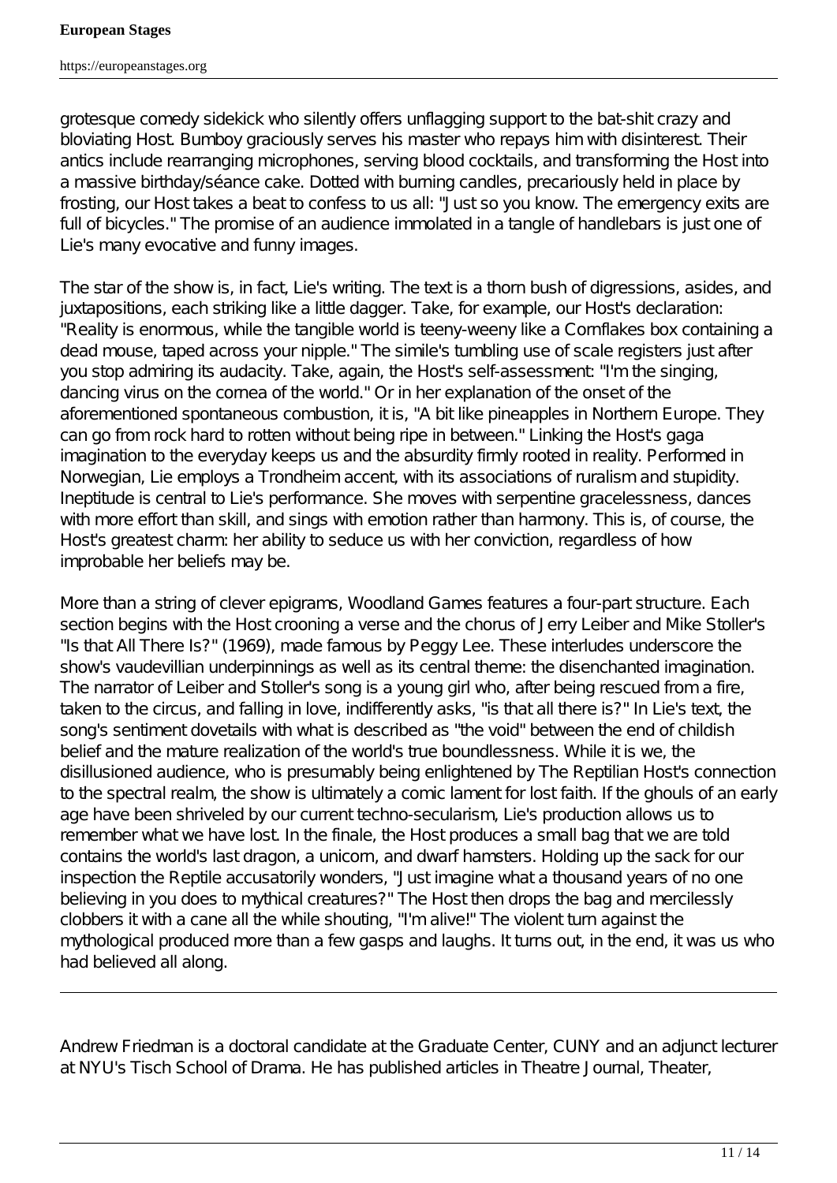grotesque comedy sidekick who silently offers unflagging support to the bat-shit crazy and bloviating Host. Bumboy graciously serves his master who repays him with disinterest. Their antics include rearranging microphones, serving blood cocktails, and transforming the Host into a massive birthday/séance cake. Dotted with burning candles, precariously held in place by frosting, our Host takes a beat to confess to us all: "Just so you know. The emergency exits are full of bicycles." The promise of an audience immolated in a tangle of handlebars is just one of Lie's many evocative and funny images.

The star of the show is, in fact, Lie's writing. The text is a thorn bush of digressions, asides, and juxtapositions, each striking like a little dagger. Take, for example, our Host's declaration: "Reality is enormous, while the tangible world is teeny-weeny like a Cornflakes box containing a dead mouse, taped across your nipple." The simile's tumbling use of scale registers just after you stop admiring its audacity. Take, again, the Host's self-assessment: "I'm the singing, dancing virus on the cornea of the world." Or in her explanation of the onset of the aforementioned spontaneous combustion, it is, "A bit like pineapples in Northern Europe. They can go from rock hard to rotten without being ripe in between." Linking the Host's gaga imagination to the everyday keeps us and the absurdity firmly rooted in reality. Performed in Norwegian, Lie employs a Trondheim accent, with its associations of ruralism and stupidity. Ineptitude is central to Lie's performance. She moves with serpentine gracelessness, dances with more effort than skill, and sings with emotion rather than harmony. This is, of course, the Host's greatest charm: her ability to seduce us with her conviction, regardless of how improbable her beliefs may be.

More than a string of clever epigrams, Woodland Games features a four-part structure. Each section begins with the Host crooning a verse and the chorus of Jerry Leiber and Mike Stoller's "Is that All There Is?" (1969), made famous by Peggy Lee. These interludes underscore the show's vaudevillian underpinnings as well as its central theme: the disenchanted imagination. The narrator of Leiber and Stoller's song is a young girl who, after being rescued from a fire, taken to the circus, and falling in love, indifferently asks, "is that all there is?" In Lie's text, the song's sentiment dovetails with what is described as "the void" between the end of childish belief and the mature realization of the world's true boundlessness. While it is we, the disillusioned audience, who is presumably being enlightened by The Reptilian Host's connection to the spectral realm, the show is ultimately a comic lament for lost faith. If the ghouls of an early age have been shriveled by our current techno-secularism, Lie's production allows us to remember what we have lost. In the finale, the Host produces a small bag that we are told contains the world's last dragon, a unicorn, and dwarf hamsters. Holding up the sack for our inspection the Reptile accusatorily wonders, "Just imagine what a thousand years of no one believing in you does to mythical creatures?" The Host then drops the bag and mercilessly clobbers it with a cane all the while shouting, "I'm alive!" The violent turn against the mythological produced more than a few gasps and laughs. It turns out, in the end, it was us who had believed all along.

---

Andrew Friedman is a doctoral candidate at the Graduate Center, CUNY and an adjunct lecturer at NYU's Tisch School of Drama. He has published articles in Theatre Journal, Theater,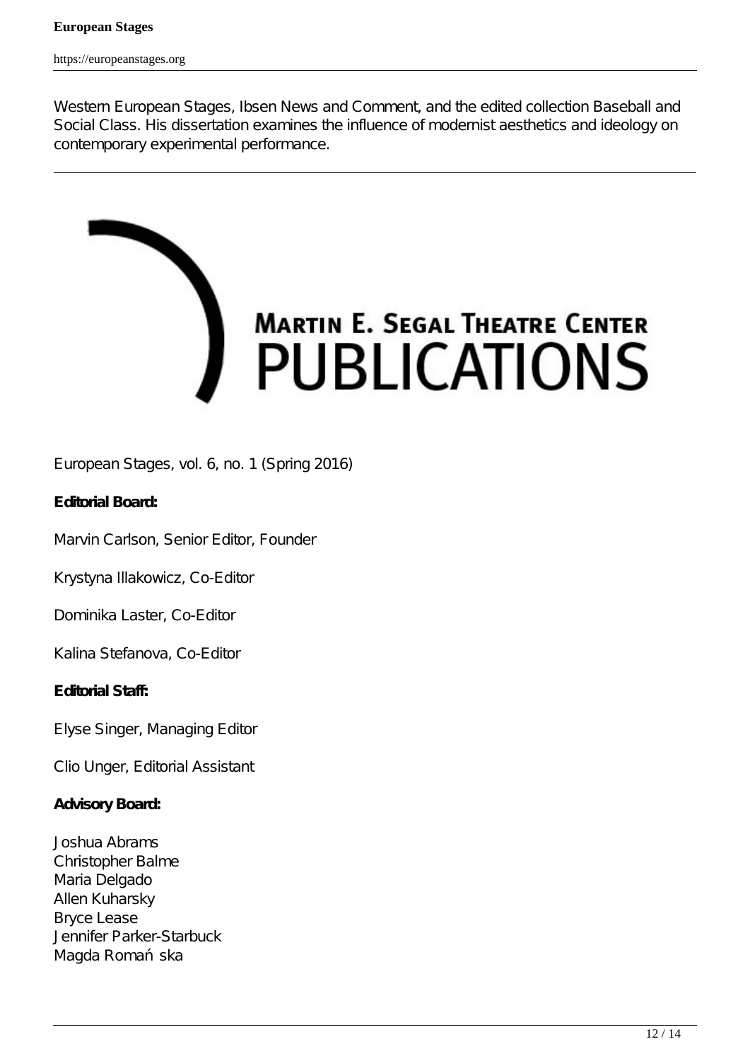Western European Stages, Ibsen News and Comment, and the edited collection Baseball and Social Class. His dissertation examines the influence of modernist aesthetics and ideology on contemporary experimental performance.

---

MARTIN E. SEGAL THEATRE CENTER
PUBLICATIONS

European Stages, vol. 6, no. 1 (Spring 2016)

**Editorial Board:**

Marvin Carlson, Senior Editor, Founder

Krystyna Illakowicz, Co-Editor

Dominika Laster, Co-Editor

Kalina Stefanova, Co-Editor

**Editorial Staff:**

Elyse Singer, Managing Editor

Clio Unger, Editorial Assistant

**Advisory Board:**

Joshua Abrams
Christopher Balme
Maria Delgado
Allen Kuharsky
Bryce Lease
Jennifer Parker-Starbuck
Magda Romańska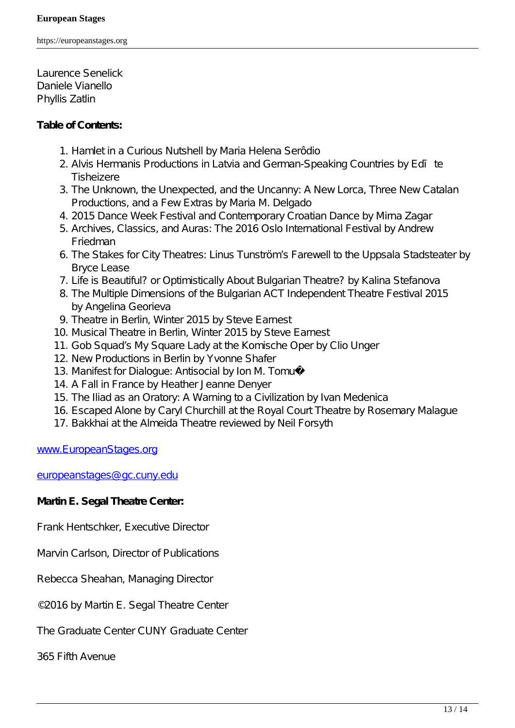Laurence Senelick
Daniele Vianello
Phyllis Zatlin

**Table of Contents:**

1. Hamlet in a Curious Nutshell by Maria Helena Serôdio
2. Alvis Hermanis Productions in Latvia and German-Speaking Countries by Edīte Tisheizere
3. The Unknown, the Unexpected, and the Uncanny: A New Lorca, Three New Catalan Productions, and a Few Extras by Maria M. Delgado
4. 2015 Dance Week Festival and Contemporary Croatian Dance by Mirna Zagar
5. Archives, Classics, and Auras: The 2016 Oslo International Festival by Andrew Friedman
6. The Stakes for City Theatres: Linus Tunström's Farewell to the Uppsala Stadsteater by Bryce Lease
7. Life is Beautiful? or Optimistically About Bulgarian Theatre? by Kalina Stefanova
8. The Multiple Dimensions of the Bulgarian ACT Independent Theatre Festival 2015 by Angelina Georieva
9. Theatre in Berlin, Winter 2015 by Steve Earnest
10. Musical Theatre in Berlin, Winter 2015 by Steve Earnest
11. Gob Squad's My Square Lady at the Komische Oper by Clio Unger
12. New Productions in Berlin by Yvonne Shafer
13. Manifest for Dialogue: Antisocial by Ion M. Tomu�
14. A Fall in France by Heather Jeanne Denyer
15. The Iliad as an Oratory: A Warning to a Civilization by Ivan Medenica
16. Escaped Alone by Caryl Churchill at the Royal Court Theatre by Rosemary Malague
17. Bakkhai at the Almeida Theatre reviewed by Neil Forsyth

[www.EuropeanStages.org](http://www.EuropeanStages.org)

[europeanstages@gc.cuny.edu](mailto:europeanstages@gc.cuny.edu)

**Martin E. Segal Theatre Center:**

Frank Hentschker, Executive Director

Marvin Carlson, Director of Publications

Rebecca Sheahan, Managing Director

©2016 by Martin E. Segal Theatre Center

The Graduate Center CUNY Graduate Center

365 Fifth Avenue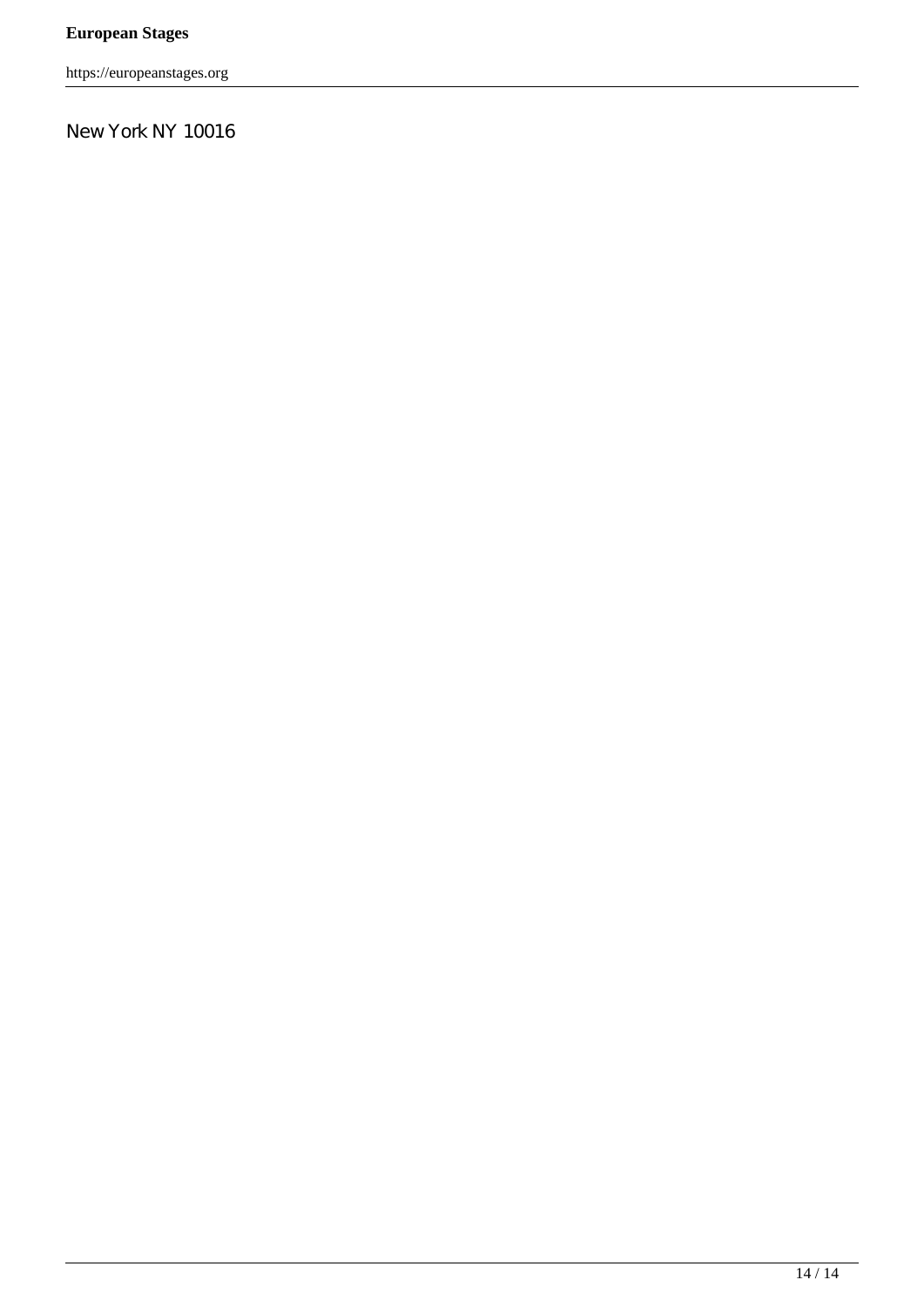New York NY 10016